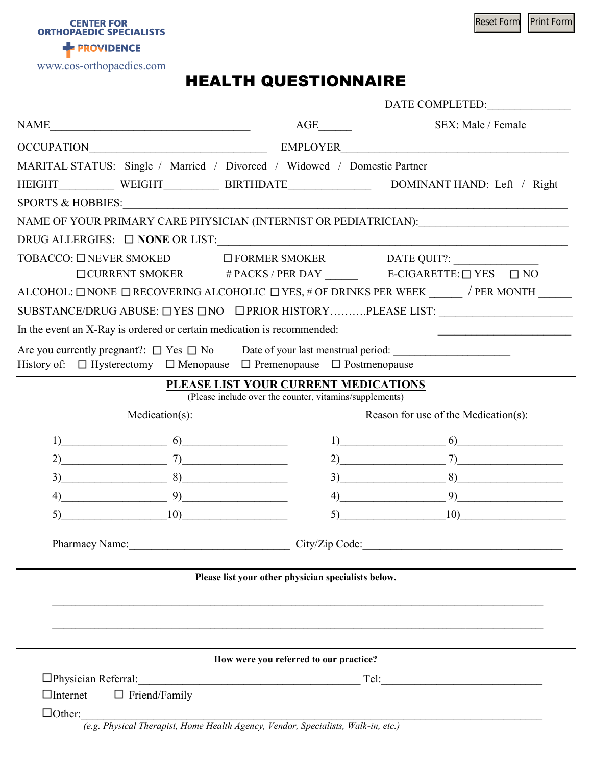CENTER FOR ORTHOPAEDIC SPECIALISTS
PROVIDENCE
www.cos-orthopaedics.com

Reset Form | Print Form

# HEALTH QUESTIONNAIRE

DATE COMPLETED:_______________

NAME___________________________________ AGE______ SEX: Male / Female

OCCUPATION________________________________ EMPLOYER__________________________________________

MARITAL STATUS: Single / Married / Divorced / Widowed / Domestic Partner

HEIGHT__________ WEIGHT__________ BIRTHDATE_______________ DOMINANT HAND: Left / Right

SPORTS & HOBBIES:___________________________________________________________________________

NAME OF YOUR PRIMARY CARE PHYSICIAN (INTERNIST OR PEDIATRICIAN):__________________________

DRUG ALLERGIES: ☐ **NONE** OR LIST:______________________________________________________

TOBACCO: ☐ NEVER SMOKED ☐ FORMER SMOKER DATE QUIT?: _______________
☐ CURRENT SMOKER # PACKS / PER DAY ______ E-CIGARETTE: ☐ YES ☐ NO

ALCOHOL: ☐ NONE ☐ RECOVERING ALCOHOLIC ☐ YES, # OF DRINKS PER WEEK ______ / PER MONTH ______

SUBSTANCE/DRUG ABUSE: ☐ YES ☐ NO ☐ PRIOR HISTORY……….PLEASE LIST: ________________________

In the event an X-Ray is ordered or certain medication is recommended: ________________________

Are you currently pregnant?: ☐ Yes ☐ No Date of your last menstrual period: _____________________

History of: ☐ Hysterectomy ☐ Menopause ☐ Premenopause ☐ Postmenopause

## PLEASE LIST YOUR CURRENT MEDICATIONS

(Please include over the counter, vitamins/supplements)

| Medication(s): | | Reason for use of the Medication(s): | |
|---|---|---|---|
| 1)___________________ | 6)___________________ | 1)___________________ | 6)___________________ |
| 2)___________________ | 7)___________________ | 2)___________________ | 7)___________________ |
| 3)___________________ | 8)___________________ | 3)___________________ | 8)___________________ |
| 4)___________________ | 9)___________________ | 4)___________________ | 9)___________________ |
| 5)___________________ | 10)___________________ | 5)___________________ | 10)___________________ |

Pharmacy Name:_____________________________ City/Zip Code:____________________________________

**Please list your other physician specialists below.**

_____________________________________________________________________________________________

_____________________________________________________________________________________________

**How were you referred to our practice?**

☐ Physician Referral:________________________________________ Tel:_____________________________

☐ Internet ☐ Friend/Family

☐ Other:______________________________________________________________________________

*(e.g. Physical Therapist, Home Health Agency, Vendor, Specialists, Walk-in, etc.)*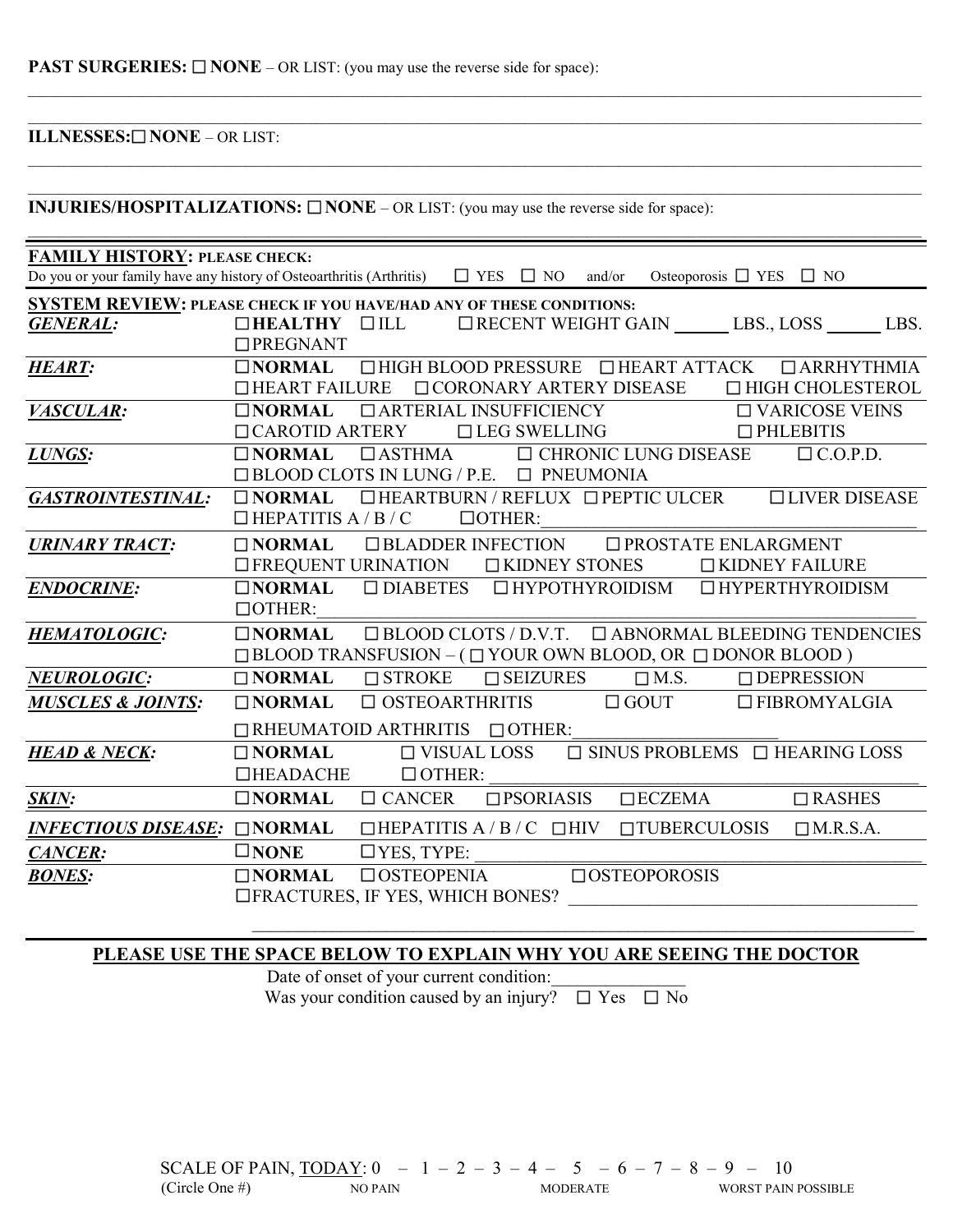**PAST SURGERIES:** ☐ **NONE** – OR LIST: (you may use the reverse side for space):

______________________________________________________________________________

______________________________________________________________________________

**ILLNESSES:** ☐ **NONE** – OR LIST:

______________________________________________________________________________

______________________________________________________________________________

**INJURIES/HOSPITALIZATIONS:** ☐ **NONE** – OR LIST: (you may use the reverse side for space):

---

**FAMILY HISTORY: PLEASE CHECK:**

Do you or your family have any history of Osteoarthritis (Arthritis) ☐ YES ☐ NO and/or Osteoporosis ☐ YES ☐ NO

**SYSTEM REVIEW: PLEASE CHECK IF YOU HAVE/HAD ANY OF THESE CONDITIONS:**

| | |
|---|---|
| ***GENERAL:*** | ☐ **HEALTHY** ☐ ILL ☐ RECENT WEIGHT GAIN ______ LBS., LOSS ______ LBS. ☐ PREGNANT |
| ***HEART:*** | ☐ **NORMAL** ☐ HIGH BLOOD PRESSURE ☐ HEART ATTACK ☐ ARRHYTHMIA ☐ HEART FAILURE ☐ CORONARY ARTERY DISEASE ☐ HIGH CHOLESTEROL |
| ***VASCULAR:*** | ☐ **NORMAL** ☐ ARTERIAL INSUFFICIENCY ☐ VARICOSE VEINS ☐ CAROTID ARTERY ☐ LEG SWELLING ☐ PHLEBITIS |
| ***LUNGS:*** | ☐ **NORMAL** ☐ ASTHMA ☐ CHRONIC LUNG DISEASE ☐ C.O.P.D. ☐ BLOOD CLOTS IN LUNG / P.E. ☐ PNEUMONIA |
| ***GASTROINTESTINAL:*** | ☐ **NORMAL** ☐ HEARTBURN / REFLUX ☐ PEPTIC ULCER ☐ LIVER DISEASE ☐ HEPATITIS A / B / C ☐ OTHER: ______________ |
| ***URINARY TRACT:*** | ☐ **NORMAL** ☐ BLADDER INFECTION ☐ PROSTATE ENLARGMENT ☐ FREQUENT URINATION ☐ KIDNEY STONES ☐ KIDNEY FAILURE |
| ***ENDOCRINE:*** | ☐ **NORMAL** ☐ DIABETES ☐ HYPOTHYROIDISM ☐ HYPERTHYROIDISM ☐ OTHER: ______________ |
| ***HEMATOLOGIC:*** | ☐ **NORMAL** ☐ BLOOD CLOTS / D.V.T. ☐ ABNORMAL BLEEDING TENDENCIES ☐ BLOOD TRANSFUSION – ( ☐ YOUR OWN BLOOD, OR ☐ DONOR BLOOD ) |
| ***NEUROLOGIC:*** | ☐ **NORMAL** ☐ STROKE ☐ SEIZURES ☐ M.S. ☐ DEPRESSION |
| ***MUSCLES & JOINTS:*** | ☐ **NORMAL** ☐ OSTEOARTHRITIS ☐ GOUT ☐ FIBROMYALGIA ☐ RHEUMATOID ARTHRITIS ☐ OTHER: ______________ |
| ***HEAD & NECK:*** | ☐ **NORMAL** ☐ VISUAL LOSS ☐ SINUS PROBLEMS ☐ HEARING LOSS ☐ HEADACHE ☐ OTHER: ______________ |
| ***SKIN:*** | ☐ **NORMAL** ☐ CANCER ☐ PSORIASIS ☐ ECZEMA ☐ RASHES |
| ***INFECTIOUS DISEASE:*** | ☐ **NORMAL** ☐ HEPATITIS A / B / C ☐ HIV ☐ TUBERCULOSIS ☐ M.R.S.A. |
| ***CANCER:*** | ☐ **NONE** ☐ YES, TYPE: ______________ |
| ***BONES:*** | ☐ **NORMAL** ☐ OSTEOPENIA ☐ OSTEOPOROSIS ☐ FRACTURES, IF YES, WHICH BONES? ______________ |

## PLEASE USE THE SPACE BELOW TO EXPLAIN WHY YOU ARE SEEING THE DOCTOR

Date of onset of your current condition: _______________

Was your condition caused by an injury? ☐ Yes ☐ No

SCALE OF PAIN, TODAY: 0 – 1 – 2 – 3 – 4 – 5 – 6 – 7 – 8 – 9 – 10

(Circle One #) NO PAIN MODERATE WORST PAIN POSSIBLE